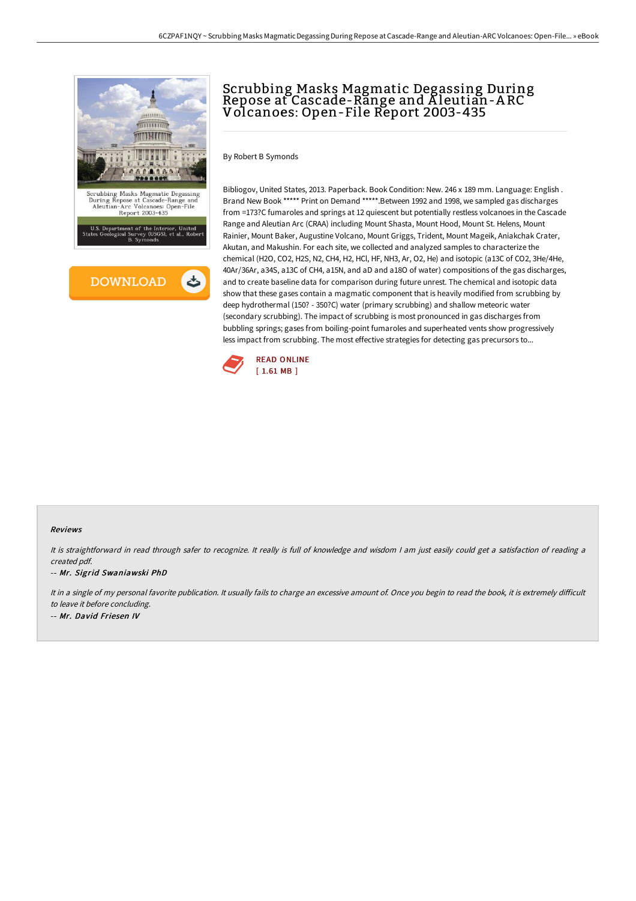# Scrubbing Masks Magmatic Degassing During Repose at Cascade-Range and Aleutian-ARC Volcanoes: Open-File Report 2003-435

By Robert B Symonds

Bibliogov, United States, 2013. Paperback. Book Condition: New. 246 x 189 mm. Language: English . Brand New Book ***** Print on Demand *****.Between 1992 and 1998, we sampled gas discharges from =173?C fumaroles and springs at 12 quiescent but potentially restless volcanoes in the Cascade Range and Aleutian Arc (CRAA) including Mount Shasta, Mount Hood, Mount St. Helens, Mount Rainier, Mount Baker, Augustine Volcano, Mount Griggs, Trident, Mount Mageik, Aniakchak Crater, Akutan, and Makushin. For each site, we collected and analyzed samples to characterize the chemical (H2O, CO2, H2S, N2, CH4, H2, HCl, HF, NH3, Ar, O2, He) and isotopic (a13C of CO2, 3He/4He, 40Ar/36Ar, a34S, a13C of CH4, a15N, and aD and a18O of water) compositions of the gas discharges, and to create baseline data for comparison during future unrest. The chemical and isotopic data show that these gases contain a magmatic component that is heavily modified from scrubbing by deep hydrothermal (150? - 350?C) water (primary scrubbing) and shallow meteoric water (secondary scrubbing). The impact of scrubbing is most pronounced in gas discharges from bubbling springs; gases from boiling-point fumaroles and superheated vents show progressively less impact from scrubbing. The most effective strategies for detecting gas precursors to...

READ ONLINE
[ 1.61 MB ]

## Reviews

*It is straightforward in read through safer to recognize. It really is full of knowledge and wisdom I am just easily could get a satisfaction of reading a created pdf.*

-- *Mr. Sigrid Swaniawski PhD*

*It in a single of my personal favorite publication. It usually fails to charge an excessive amount of. Once you begin to read the book, it is extremely difficult to leave it before concluding.*

-- *Mr. David Friesen IV*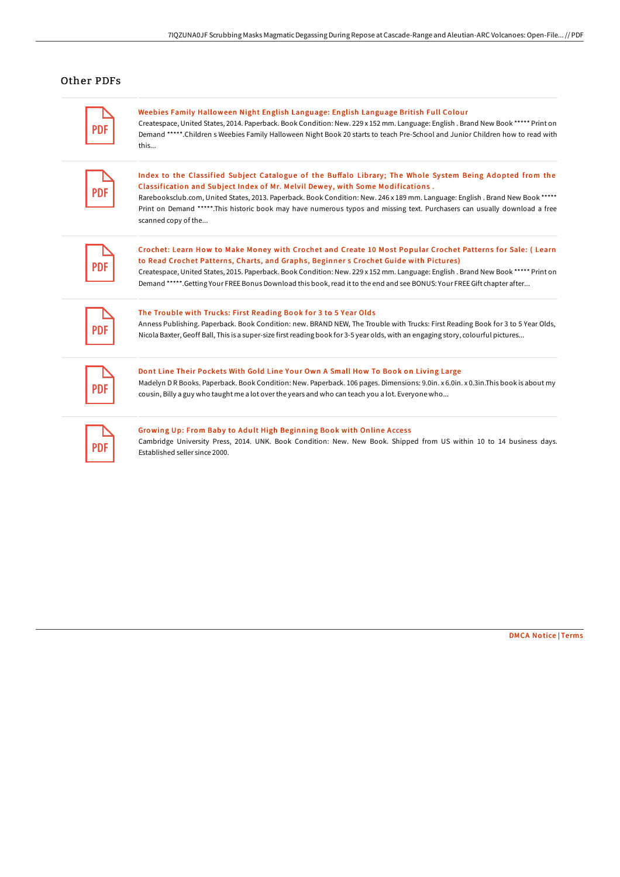## Other PDFs

**Weebies Family Halloween Night English Language: English Language British Full Colour**

Createspace, United States, 2014. Paperback. Book Condition: New. 229 x 152 mm. Language: English . Brand New Book ***** Print on Demand *****.Children s Weebies Family Halloween Night Book 20 starts to teach Pre-School and Junior Children how to read with this...

**Index to the Classified Subject Catalogue of the Buffalo Library; The Whole System Being Adopted from the Classification and Subject Index of Mr. Melvil Dewey, with Some Modifications .**

Rarebooksclub.com, United States, 2013. Paperback. Book Condition: New. 246 x 189 mm. Language: English . Brand New Book ***** Print on Demand *****.This historic book may have numerous typos and missing text. Purchasers can usually download a free scanned copy of the...

**Crochet: Learn How to Make Money with Crochet and Create 10 Most Popular Crochet Patterns for Sale: ( Learn to Read Crochet Patterns, Charts, and Graphs, Beginner s Crochet Guide with Pictures)**

Createspace, United States, 2015. Paperback. Book Condition: New. 229 x 152 mm. Language: English . Brand New Book ***** Print on Demand *****.Getting Your FREE Bonus Download this book, read it to the end and see BONUS: Your FREE Gift chapter after...

**The Trouble with Trucks: First Reading Book for 3 to 5 Year Olds**

Anness Publishing. Paperback. Book Condition: new. BRAND NEW, The Trouble with Trucks: First Reading Book for 3 to 5 Year Olds, Nicola Baxter, Geoff Ball, This is a super-size first reading book for 3-5 year olds, with an engaging story, colourful pictures...

**Dont Line Their Pockets With Gold Line Your Own A Small How To Book on Living Large**

Madelyn D R Books. Paperback. Book Condition: New. Paperback. 106 pages. Dimensions: 9.0in. x 6.0in. x 0.3in.This book is about my cousin, Billy a guy who taught me a lot over the years and who can teach you a lot. Everyone who...

**Growing Up: From Baby to Adult High Beginning Book with Online Access**

Cambridge University Press, 2014. UNK. Book Condition: New. New Book. Shipped from US within 10 to 14 business days. Established seller since 2000.